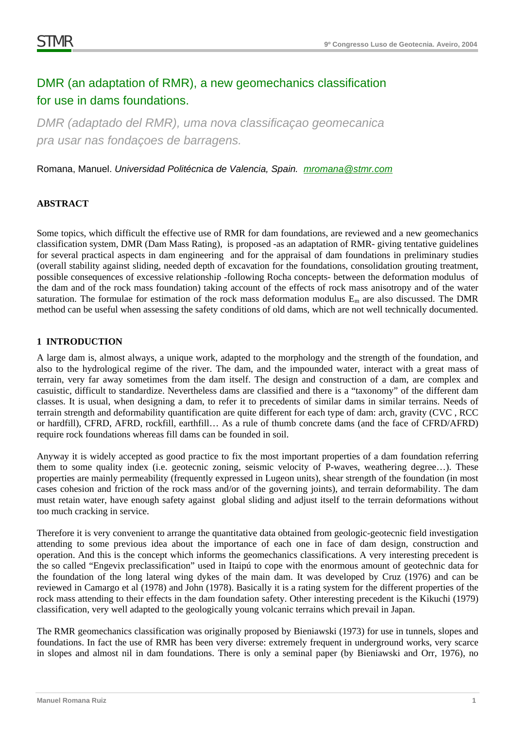# DMR (an adaptation of RMR), a new geomechanics classification for use in dams foundations.

*DMR (adaptado del RMR), uma nova classificaçao geomecanica pra usar nas fondaçoes de barragens.*

Romana, Manuel. *Universidad Politécnica de Valencia, Spain.* mromana@stmr.com

**ABSTRACT**

Some topics, which difficult the effective use of RMR for dam foundations, are reviewed and a new geomechanics classification system, DMR (Dam Mass Rating), is proposed -as an adaptation of RMR- giving tentative guidelines for several practical aspects in dam engineering and for the appraisal of dam foundations in preliminary studies (overall stability against sliding, needed depth of excavation for the foundations, consolidation grouting treatment, possible consequences of excessive relationship -following Rocha concepts- between the deformation modulus of the dam and of the rock mass foundation) taking account of the effects of rock mass anisotropy and of the water saturation. The formulae for estimation of the rock mass deformation modulus $E_m$ are also discussed. The DMR method can be useful when assessing the safety conditions of old dams, which are not well technically documented.

## 1 INTRODUCTION

A large dam is, almost always, a unique work, adapted to the morphology and the strength of the foundation, and also to the hydrological regime of the river. The dam, and the impounded water, interact with a great mass of terrain, very far away sometimes from the dam itself. The design and construction of a dam, are complex and casuistic, difficult to standardize. Nevertheless dams are classified and there is a "taxonomy" of the different dam classes. It is usual, when designing a dam, to refer it to precedents of similar dams in similar terrains. Needs of terrain strength and deformability quantification are quite different for each type of dam: arch, gravity (CVC , RCC or hardfill), CFRD, AFRD, rockfill, earthfill… As a rule of thumb concrete dams (and the face of CFRD/AFRD) require rock foundations whereas fill dams can be founded in soil.

Anyway it is widely accepted as good practice to fix the most important properties of a dam foundation referring them to some quality index (i.e. geotecnic zoning, seismic velocity of P-waves, weathering degree…). These properties are mainly permeability (frequently expressed in Lugeon units), shear strength of the foundation (in most cases cohesion and friction of the rock mass and/or of the governing joints), and terrain deformability. The dam must retain water, have enough safety against global sliding and adjust itself to the terrain deformations without too much cracking in service.

Therefore it is very convenient to arrange the quantitative data obtained from geologic-geotecnic field investigation attending to some previous idea about the importance of each one in face of dam design, construction and operation. And this is the concept which informs the geomechanics classifications. A very interesting precedent is the so called "Engevix preclassification" used in Itaipú to cope with the enormous amount of geotechnic data for the foundation of the long lateral wing dykes of the main dam. It was developed by Cruz (1976) and can be reviewed in Camargo et al (1978) and John (1978). Basically it is a rating system for the different properties of the rock mass attending to their effects in the dam foundation safety. Other interesting precedent is the Kikuchi (1979) classification, very well adapted to the geologically young volcanic terrains which prevail in Japan.

The RMR geomechanics classification was originally proposed by Bieniawski (1973) for use in tunnels, slopes and foundations. In fact the use of RMR has been very diverse: extremely frequent in underground works, very scarce in slopes and almost nil in dam foundations. There is only a seminal paper (by Bieniawski and Orr, 1976), no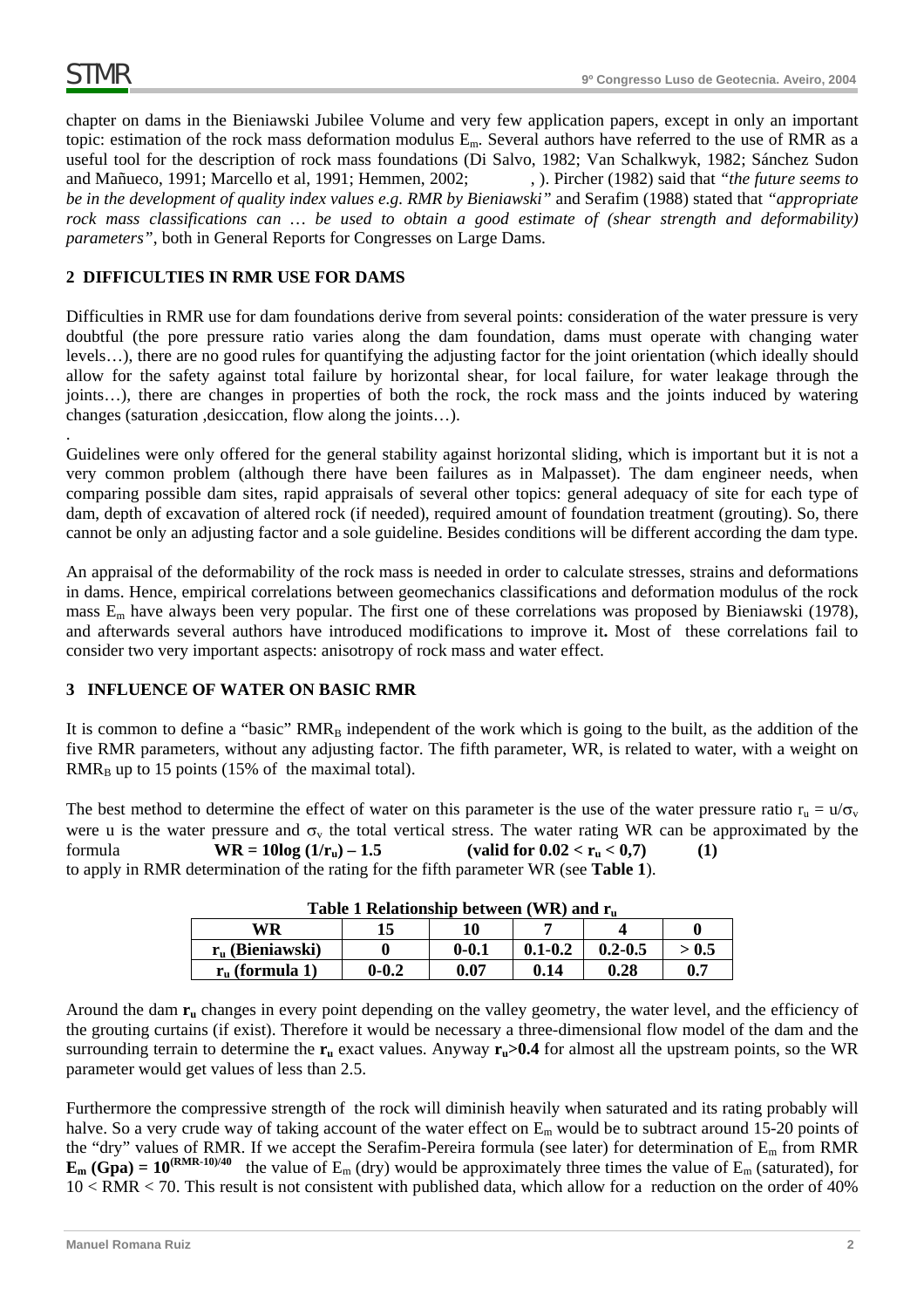chapter on dams in the Bieniawski Jubilee Volume and very few application papers, except in only an important topic: estimation of the rock mass deformation modulus $E_m$. Several authors have referred to the use of RMR as a useful tool for the description of rock mass foundations (Di Salvo, 1982; Van Schalkwyk, 1982; Sánchez Sudon and Mañueco, 1991; Marcello et al, 1991; Hemmen, 2002; , ). Pircher (1982) said that *"the future seems to be in the development of quality index values e.g. RMR by Bieniawski"* and Serafim (1988) stated that *"appropriate rock mass classifications can … be used to obtain a good estimate of (shear strength and deformability) parameters"*, both in General Reports for Congresses on Large Dams.

## 2 DIFFICULTIES IN RMR USE FOR DAMS

Difficulties in RMR use for dam foundations derive from several points: consideration of the water pressure is very doubtful (the pore pressure ratio varies along the dam foundation, dams must operate with changing water levels…), there are no good rules for quantifying the adjusting factor for the joint orientation (which ideally should allow for the safety against total failure by horizontal shear, for local failure, for water leakage through the joints…), there are changes in properties of both the rock, the rock mass and the joints induced by watering changes (saturation ,desiccation, flow along the joints…).

.

Guidelines were only offered for the general stability against horizontal sliding, which is important but it is not a very common problem (although there have been failures as in Malpasset). The dam engineer needs, when comparing possible dam sites, rapid appraisals of several other topics: general adequacy of site for each type of dam, depth of excavation of altered rock (if needed), required amount of foundation treatment (grouting). So, there cannot be only an adjusting factor and a sole guideline. Besides conditions will be different according the dam type.

An appraisal of the deformability of the rock mass is needed in order to calculate stresses, strains and deformations in dams. Hence, empirical correlations between geomechanics classifications and deformation modulus of the rock mass $E_m$ have always been very popular. The first one of these correlations was proposed by Bieniawski (1978), and afterwards several authors have introduced modifications to improve it**.** Most of these correlations fail to consider two very important aspects: anisotropy of rock mass and water effect.

## 3 INFLUENCE OF WATER ON BASIC RMR

It is common to define a "basic" $RMR_B$ independent of the work which is going to the built, as the addition of the five RMR parameters, without any adjusting factor. The fifth parameter, WR, is related to water, with a weight on $RMR_B$ up to 15 points (15% of the maximal total).

The best method to determine the effect of water on this parameter is the use of the water pressure ratio $r_u = u/\sigma_v$ were u is the water pressure and $\sigma_v$ the total vertical stress. The water rating WR can be approximated by the formula $\mathbf{WR = 10\log(1/r_u) - 1.5}$ **(valid for $0.02 < r_u < 0,7$)** **(1)**
to apply in RMR determination of the rating for the fifth parameter WR (see **Table 1**).

**Table 1 Relationship between (WR) and $r_u$**

| WR | 15 | 10 | 7 | 4 | 0 |
|---|---|---|---|---|---|
| $r_u$ (Bieniawski) | 0 | 0-0.1 | 0.1-0.2 | 0.2-0.5 | > 0.5 |
| $r_u$ (formula 1) | 0-0.2 | 0.07 | 0.14 | 0.28 | 0.7 |

Around the dam $\mathbf{r_u}$ changes in every point depending on the valley geometry, the water level, and the efficiency of the grouting curtains (if exist). Therefore it would be necessary a three-dimensional flow model of the dam and the surrounding terrain to determine the $\mathbf{r_u}$ exact values. Anyway $\mathbf{r_u > 0.4}$ for almost all the upstream points, so the WR parameter would get values of less than 2.5.

Furthermore the compressive strength of the rock will diminish heavily when saturated and its rating probably will halve. So a very crude way of taking account of the water effect on $E_m$ would be to subtract around 15-20 points of the "dry" values of RMR. If we accept the Serafim-Pereira formula (see later) for determination of $E_m$ from RMR $\mathbf{E_m\ (Gpa) = 10^{(RMR-10)/40}}$ the value of $E_m$ (dry) would be approximately three times the value of $E_m$ (saturated), for $10 < RMR < 70$. This result is not consistent with published data, which allow for a reduction on the order of 40%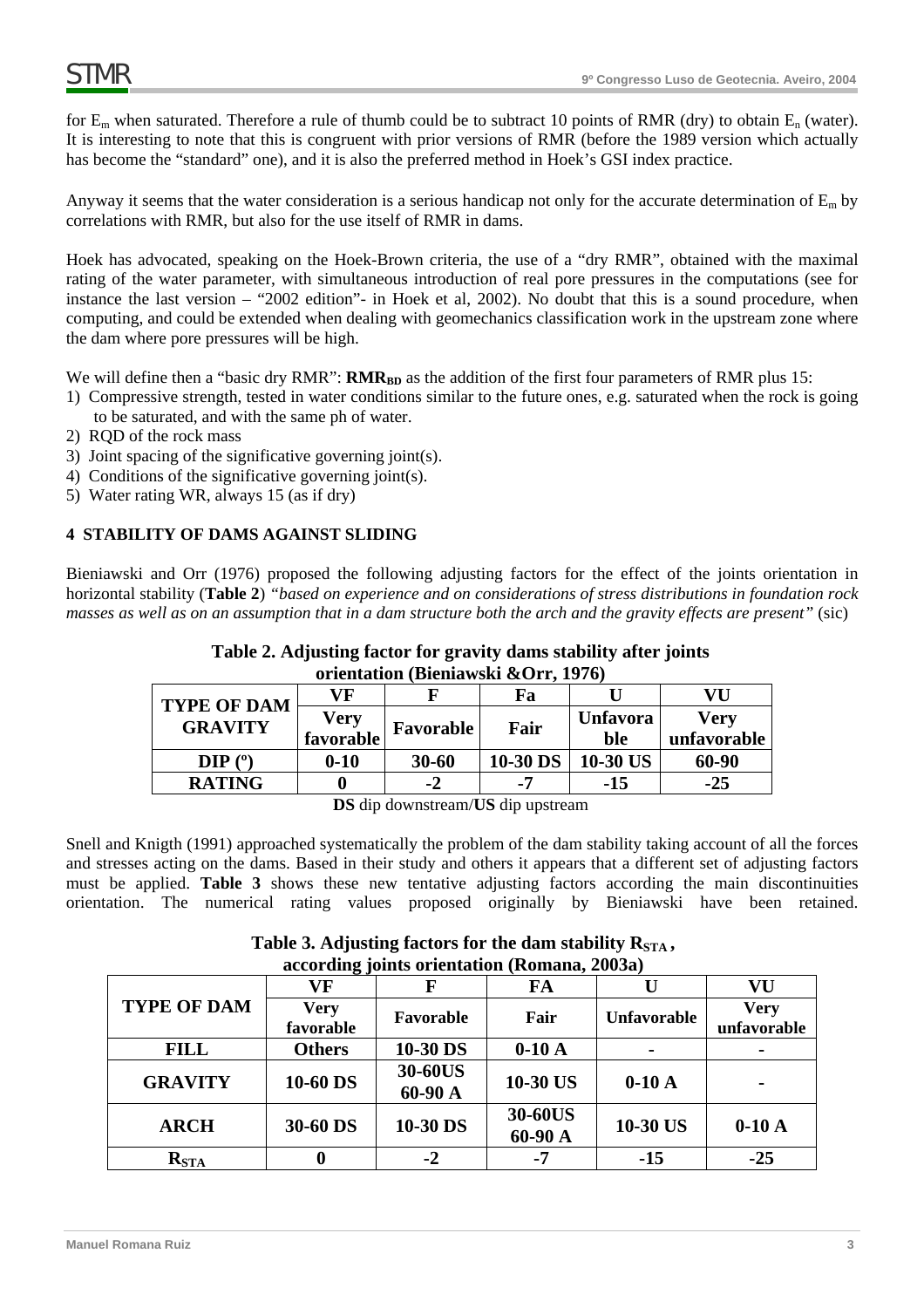for $E_m$ when saturated. Therefore a rule of thumb could be to subtract 10 points of RMR (dry) to obtain $E_n$ (water). It is interesting to note that this is congruent with prior versions of RMR (before the 1989 version which actually has become the "standard" one), and it is also the preferred method in Hoek's GSI index practice.

Anyway it seems that the water consideration is a serious handicap not only for the accurate determination of $E_m$ by correlations with RMR, but also for the use itself of RMR in dams.

Hoek has advocated, speaking on the Hoek-Brown criteria, the use of a "dry RMR", obtained with the maximal rating of the water parameter, with simultaneous introduction of real pore pressures in the computations (see for instance the last version – "2002 edition"- in Hoek et al, 2002). No doubt that this is a sound procedure, when computing, and could be extended when dealing with geomechanics classification work in the upstream zone where the dam where pore pressures will be high.

We will define then a "basic dry RMR": **$RMR_{BD}$** as the addition of the first four parameters of RMR plus 15:

1) Compressive strength, tested in water conditions similar to the future ones, e.g. saturated when the rock is going to be saturated, and with the same ph of water.
2) RQD of the rock mass
3) Joint spacing of the significative governing joint(s).
4) Conditions of the significative governing joint(s).
5) Water rating WR, always 15 (as if dry)

## 4 STABILITY OF DAMS AGAINST SLIDING

Bieniawski and Orr (1976) proposed the following adjusting factors for the effect of the joints orientation in horizontal stability (**Table 2**) *"based on experience and on considerations of stress distributions in foundation rock masses as well as on an assumption that in a dam structure both the arch and the gravity effects are present"* (sic)

**Table 2. Adjusting factor for gravity dams stability after joints orientation (Bieniawski &Orr, 1976)**

| TYPE OF DAM GRAVITY | VF<br>Very favorable | F<br>Favorable | Fa<br>Fair | U<br>Unfavorable | VU<br>Very unfavorable |
|---|---|---|---|---|---|
| DIP (º) | 0-10 | 30-60 | 10-30 DS | 10-30 US | 60-90 |
| RATING | 0 | -2 | -7 | -15 | -25 |

**DS** dip downstream/**US** dip upstream

Snell and Knigth (1991) approached systematically the problem of the dam stability taking account of all the forces and stresses acting on the dams. Based in their study and others it appears that a different set of adjusting factors must be applied. **Table 3** shows these new tentative adjusting factors according the main discontinuities orientation. The numerical rating values proposed originally by Bieniawski have been retained.

**Table 3. Adjusting factors for the dam stability $R_{STA}$, according joints orientation (Romana, 2003a)**

| TYPE OF DAM | VF<br>Very favorable | F<br>Favorable | FA<br>Fair | U<br>Unfavorable | VU<br>Very unfavorable |
|---|---|---|---|---|---|
| FILL | Others | 10-30 DS | 0-10 A | - | - |
| GRAVITY | 10-60 DS | 30-60US<br>60-90 A | 10-30 US | 0-10 A | - |
| ARCH | 30-60 DS | 10-30 DS | 30-60US<br>60-90 A | 10-30 US | 0-10 A |
| $R_{STA}$ | 0 | -2 | -7 | -15 | -25 |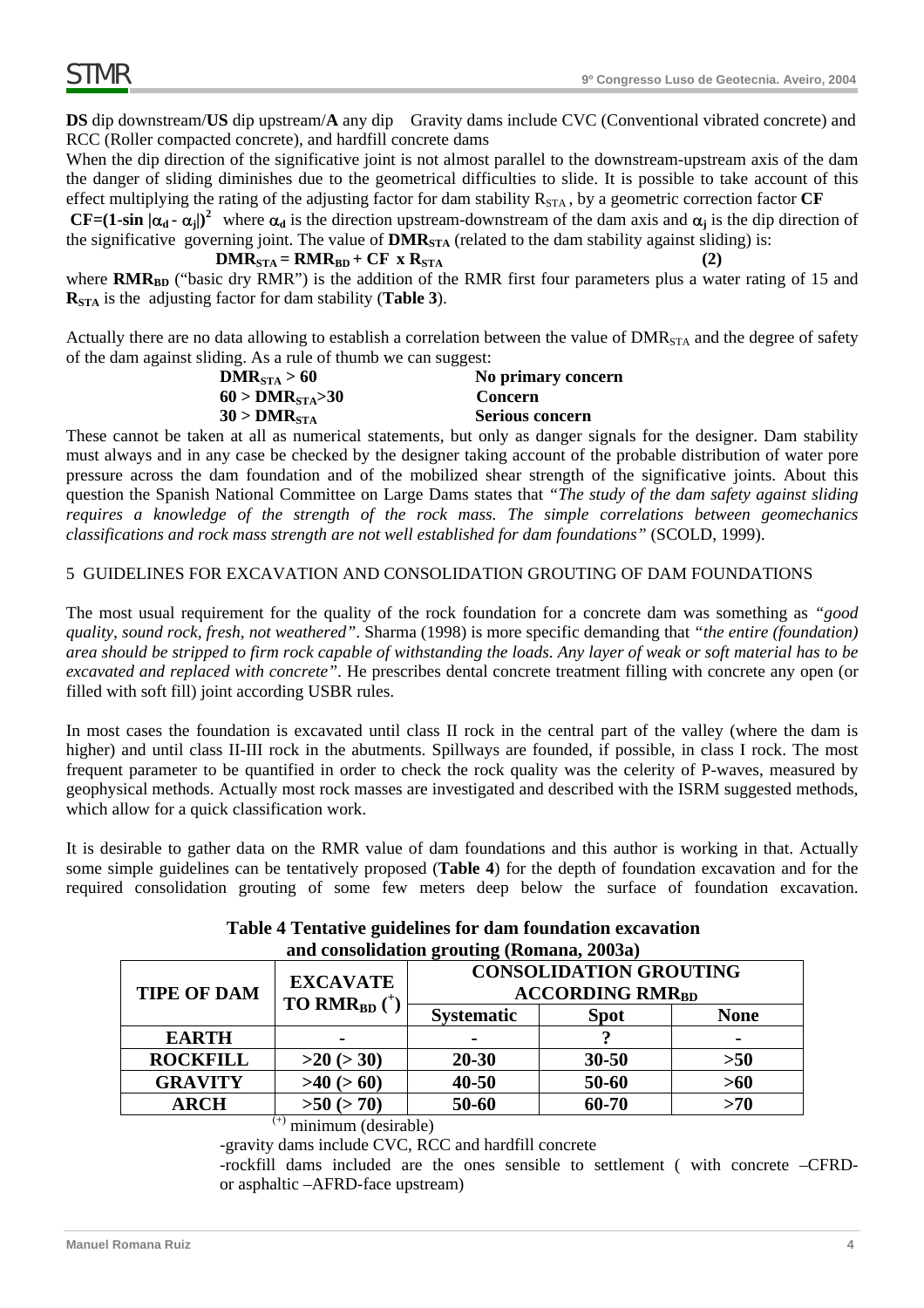**DS** dip downstream/**US** dip upstream/**A** any dip Gravity dams include CVC (Conventional vibrated concrete) and RCC (Roller compacted concrete), and hardfill concrete dams

When the dip direction of the significative joint is not almost parallel to the downstream-upstream axis of the dam the danger of sliding diminishes due to the geometrical difficulties to slide. It is possible to take account of this effect multiplying the rating of the adjusting factor for dam stability $R_{STA}$, by a geometric correction factor **CF**

$\mathbf{CF=(1\text{-}sin\ |\alpha_d - \alpha_j|)^2}$ where $\alpha_d$ is the direction upstream-downstream of the dam axis and $\alpha_j$ is the dip direction of the significative governing joint. The value of $\mathbf{DMR_{STA}}$ (related to the dam stability against sliding) is:

$$\mathbf{DMR_{STA} = RMR_{BD} + CF \times R_{STA}} \qquad \textbf{(2)}$$

where $\mathbf{RMR_{BD}}$ ("basic dry RMR") is the addition of the RMR first four parameters plus a water rating of 15 and $\mathbf{R_{STA}}$ is the adjusting factor for dam stability (**Table 3**).

Actually there are no data allowing to establish a correlation between the value of $DMR_{STA}$ and the degree of safety of the dam against sliding. As a rule of thumb we can suggest:

| | |
|---|---|
| $\mathbf{DMR_{STA} > 60}$ | **No primary concern** |
| $\mathbf{60 > DMR_{STA} > 30}$ | **Concern** |
| $\mathbf{30 > DMR_{STA}}$ | **Serious concern** |

These cannot be taken at all as numerical statements, but only as danger signals for the designer. Dam stability must always and in any case be checked by the designer taking account of the probable distribution of water pore pressure across the dam foundation and of the mobilized shear strength of the significative joints. About this question the Spanish National Committee on Large Dams states that *"The study of the dam safety against sliding requires a knowledge of the strength of the rock mass. The simple correlations between geomechanics classifications and rock mass strength are not well established for dam foundations"* (SCOLD, 1999).

## 5 GUIDELINES FOR EXCAVATION AND CONSOLIDATION GROUTING OF DAM FOUNDATIONS

The most usual requirement for the quality of the rock foundation for a concrete dam was something as *"good quality, sound rock, fresh, not weathered"*. Sharma (1998) is more specific demanding that *"the entire (foundation) area should be stripped to firm rock capable of withstanding the loads. Any layer of weak or soft material has to be excavated and replaced with concrete"*. He prescribes dental concrete treatment filling with concrete any open (or filled with soft fill) joint according USBR rules.

In most cases the foundation is excavated until class II rock in the central part of the valley (where the dam is higher) and until class II-III rock in the abutments. Spillways are founded, if possible, in class I rock. The most frequent parameter to be quantified in order to check the rock quality was the celerity of P-waves, measured by geophysical methods. Actually most rock masses are investigated and described with the ISRM suggested methods, which allow for a quick classification work.

It is desirable to gather data on the RMR value of dam foundations and this author is working in that. Actually some simple guidelines can be tentatively proposed (**Table 4**) for the depth of foundation excavation and for the required consolidation grouting of some few meters deep below the surface of foundation excavation.

**Table 4 Tentative guidelines for dam foundation excavation and consolidation grouting (Romana, 2003a)**

| TIPE OF DAM | EXCAVATE TO $\mathbf{RMR_{BD}}$ (+) | CONSOLIDATION GROUTING ACCORDING $\mathbf{RMR_{BD}}$ | | |
|---|---|---|---|---|
| | | **Systematic** | **Spot** | **None** |
| **EARTH** | - | - | ? | - |
| **ROCKFILL** | >20 (> 30) | 20-30 | 30-50 | >50 |
| **GRAVITY** | >40 (> 60) | 40-50 | 50-60 | >60 |
| **ARCH** | >50 (> 70) | 50-60 | 60-70 | >70 |

(+) minimum (desirable)

-gravity dams include CVC, RCC and hardfill concrete

-rockfill dams included are the ones sensible to settlement ( with concrete –CFRD- or asphaltic –AFRD-face upstream)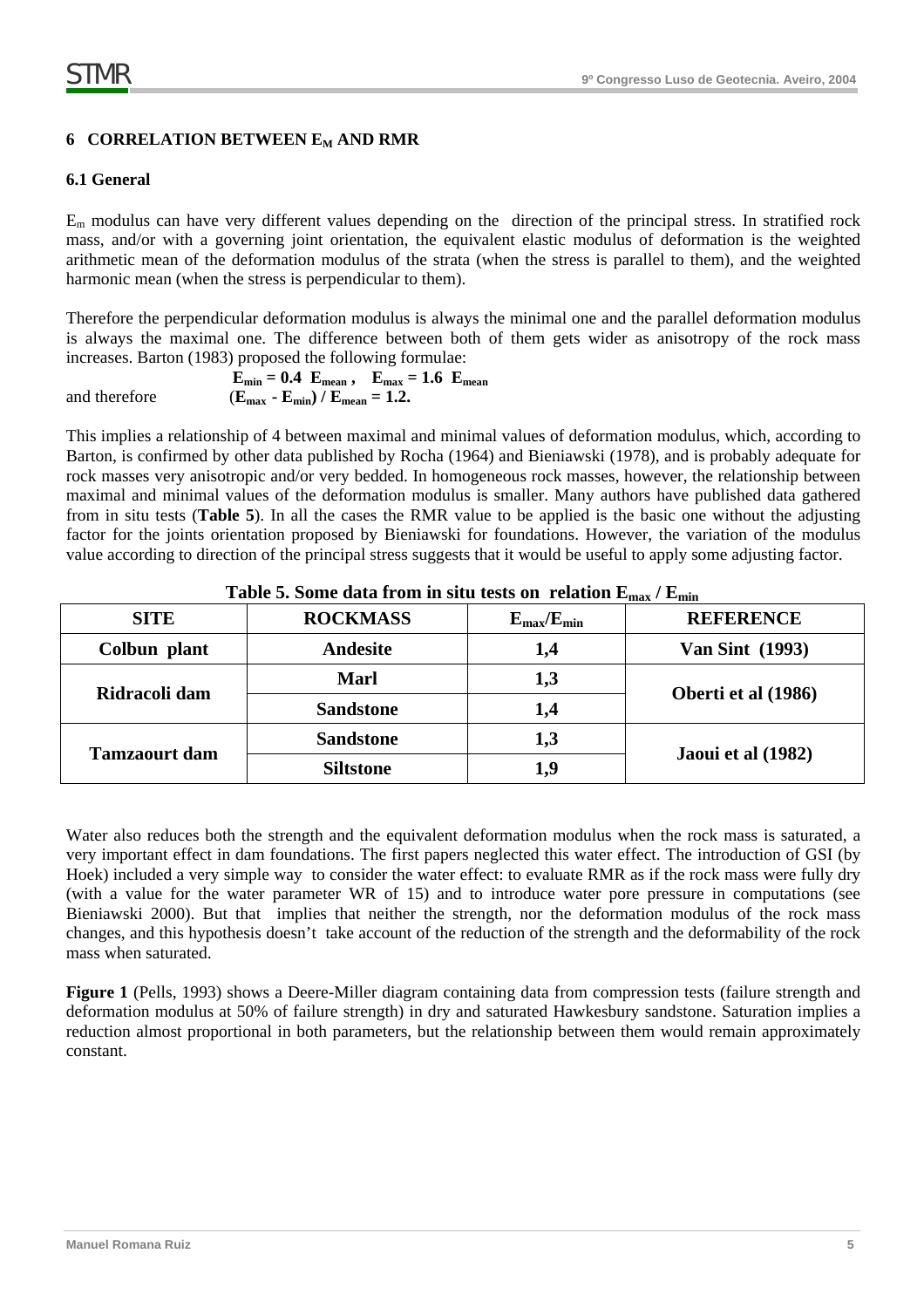## 6 CORRELATION BETWEEN $E_M$ AND RMR

### 6.1 General

$E_m$ modulus can have very different values depending on the direction of the principal stress. In stratified rock mass, and/or with a governing joint orientation, the equivalent elastic modulus of deformation is the weighted arithmetic mean of the deformation modulus of the strata (when the stress is parallel to them), and the weighted harmonic mean (when the stress is perpendicular to them).

Therefore the perpendicular deformation modulus is always the minimal one and the parallel deformation modulus is always the maximal one. The difference between both of them gets wider as anisotropy of the rock mass increases. Barton (1983) proposed the following formulae:

$$E_{min} = 0.4\ E_{mean}, \quad E_{max} = 1.6\ E_{mean}$$

and therefore

$$(E_{max} - E_{min}) / E_{mean} = 1.2.$$

This implies a relationship of 4 between maximal and minimal values of deformation modulus, which, according to Barton, is confirmed by other data published by Rocha (1964) and Bieniawski (1978), and is probably adequate for rock masses very anisotropic and/or very bedded. In homogeneous rock masses, however, the relationship between maximal and minimal values of the deformation modulus is smaller. Many authors have published data gathered from in situ tests (**Table 5**). In all the cases the RMR value to be applied is the basic one without the adjusting factor for the joints orientation proposed by Bieniawski for foundations. However, the variation of the modulus value according to direction of the principal stress suggests that it would be useful to apply some adjusting factor.

**Table 5. Some data from in situ tests on relation $E_{max} / E_{min}$**

| SITE | ROCKMASS | $E_{max}/E_{min}$ | REFERENCE |
|---|---|---|---|
| Colbun plant | Andesite | 1,4 | Van Sint (1993) |
| Ridracoli dam | Marl | 1,3 | Oberti et al (1986) |
| | Sandstone | 1,4 | |
| Tamzaourt dam | Sandstone | 1,3 | Jaoui et al (1982) |
| | Siltstone | 1,9 | |

Water also reduces both the strength and the equivalent deformation modulus when the rock mass is saturated, a very important effect in dam foundations. The first papers neglected this water effect. The introduction of GSI (by Hoek) included a very simple way to consider the water effect: to evaluate RMR as if the rock mass were fully dry (with a value for the water parameter WR of 15) and to introduce water pore pressure in computations (see Bieniawski 2000). But that implies that neither the strength, nor the deformation modulus of the rock mass changes, and this hypothesis doesn't take account of the reduction of the strength and the deformability of the rock mass when saturated.

**Figure 1** (Pells, 1993) shows a Deere-Miller diagram containing data from compression tests (failure strength and deformation modulus at 50% of failure strength) in dry and saturated Hawkesbury sandstone. Saturation implies a reduction almost proportional in both parameters, but the relationship between them would remain approximately constant.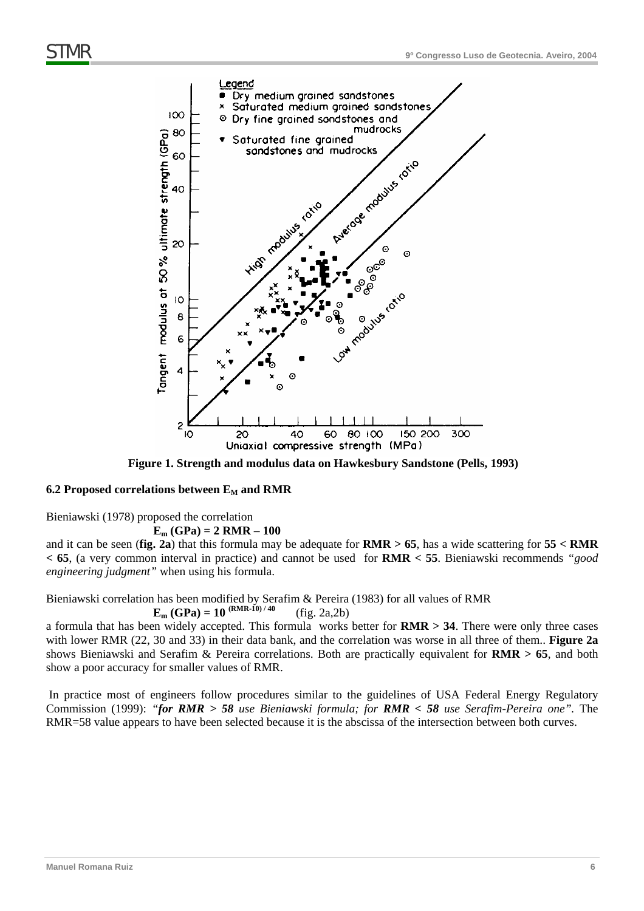Figure 1. Strength and modulus data on Hawkesbury Sandstone (Pells, 1993)

### 6.2 Proposed correlations between $E_M$ and RMR

Bieniawski (1978) proposed the correlation

$$E_m\ (GPa) = 2\ RMR - 100$$

and it can be seen (**fig. 2a**) that this formula may be adequate for **RMR > 65**, has a wide scattering for **55 < RMR < 65**, (a very common interval in practice) and cannot be used for **RMR < 55**. Bieniawski recommends *"good engineering judgment"* when using his formula.

Bieniawski correlation has been modified by Serafim & Pereira (1983) for all values of RMR

$$E_m\ (GPa) = 10^{(RMR-10)/40} \quad \text{(fig. 2a,2b)}$$

a formula that has been widely accepted. This formula works better for **RMR > 34**. There were only three cases with lower RMR (22, 30 and 33) in their data bank, and the correlation was worse in all three of them.. **Figure 2a** shows Bieniawski and Serafim & Pereira correlations. Both are practically equivalent for **RMR > 65**, and both show a poor accuracy for smaller values of RMR.

In practice most of engineers follow procedures similar to the guidelines of USA Federal Energy Regulatory Commission (1999): *"**for RMR > 58** use Bieniawski formula; for **RMR < 58** use Serafim-Pereira one"*. The RMR=58 value appears to have been selected because it is the abscissa of the intersection between both curves.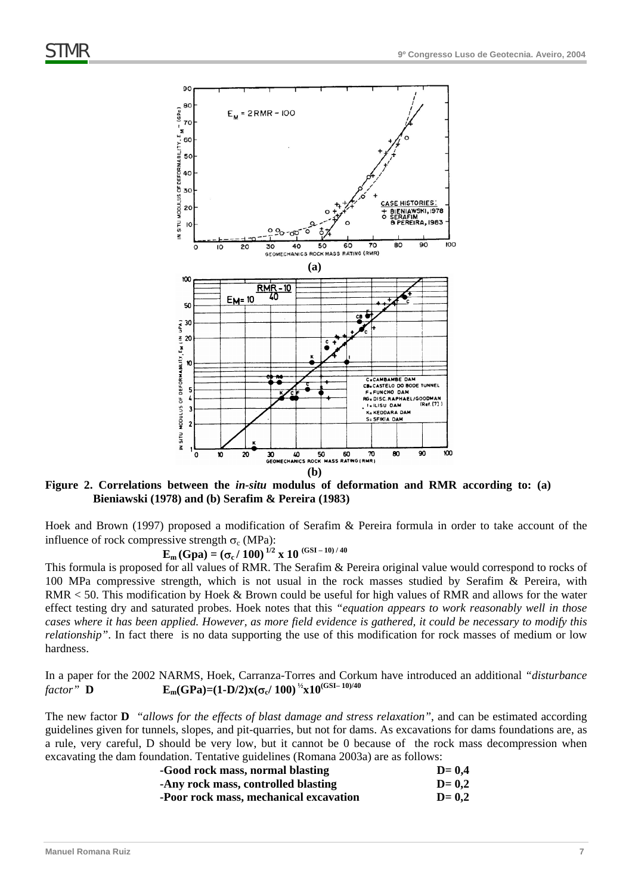**Figure 2. Correlations between the *in-situ* modulus of deformation and RMR according to: (a) Bieniawski (1978) and (b) Serafim & Pereira (1983)**

Hoek and Brown (1997) proposed a modification of Serafim & Pereira formula in order to take account of the influence of rock compressive strength $\sigma_c$ (MPa):

$$E_m\,(Gpa) = (\sigma_c / 100)^{1/2} \times 10^{(GSI - 10)/40}$$

This formula is proposed for all values of RMR. The Serafim & Pereira original value would correspond to rocks of 100 MPa compressive strength, which is not usual in the rock masses studied by Serafim & Pereira, with RMR < 50. This modification by Hoek & Brown could be useful for high values of RMR and allows for the water effect testing dry and saturated probes. Hoek notes that this *"equation appears to work reasonably well in those cases where it has been applied. However, as more field evidence is gathered, it could be necessary to modify this relationship"*. In fact there is no data supporting the use of this modification for rock masses of medium or low hardness.

In a paper for the 2002 NARMS, Hoek, Carranza-Torres and Corkum have introduced an additional *"disturbance factor"* **D** $\quad E_m(GPa)=(1-D/2)x(\sigma_c/100)^{1/2}x10^{(GSI-10)/40}$

The new factor **D** *"allows for the effects of blast damage and stress relaxation"*, and can be estimated according guidelines given for tunnels, slopes, and pit-quarries, but not for dams. As excavations for dams foundations are, as a rule, very careful, D should be very low, but it cannot be 0 because of the rock mass decompression when excavating the dam foundation. Tentative guidelines (Romana 2003a) are as follows:

| | |
|---|---|
| **-Good rock mass, normal blasting** | **D= 0,4** |
| **-Any rock mass, controlled blasting** | **D= 0,2** |
| **-Poor rock mass, mechanical excavation** | **D= 0,2** |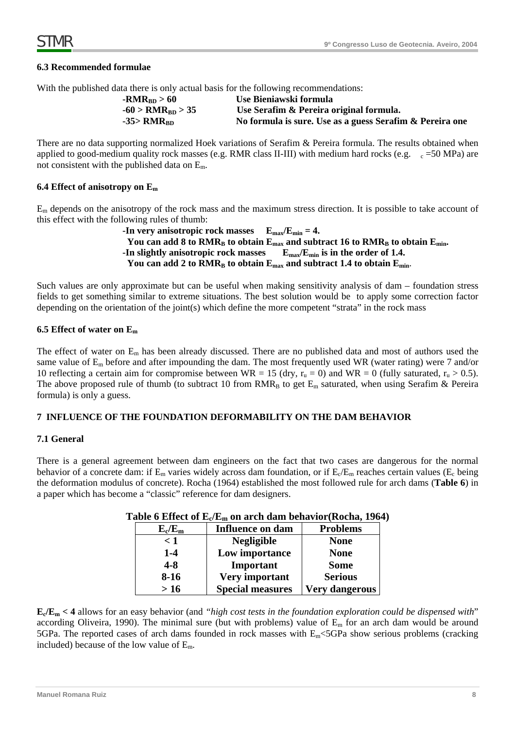### 6.3 Recommended formulae

With the published data there is only actual basis for the following recommendations:

**-$RMR_{BD} > 60$ Use Bieniawski formula**

**-$60 > RMR_{BD} > 35$ Use Serafim & Pereira original formula.**

**-$35 > RMR_{BD}$ No formula is sure. Use as a guess Serafim & Pereira one**

There are no data supporting normalized Hoek variations of Serafim & Pereira formula. The results obtained when applied to good-medium quality rock masses (e.g. RMR class II-III) with medium hard rocks (e.g. $\sigma_c$ =50 MPa) are not consistent with the published data on $E_m$.

### 6.4 Effect of anisotropy on $E_m$

$E_m$ depends on the anisotropy of the rock mass and the maximum stress direction. It is possible to take account of this effect with the following rules of thumb:

**-In very anisotropic rock masses $E_{max}/E_{min} = 4$.**
**You can add 8 to $RMR_B$ to obtain $E_{max}$ and subtract 16 to $RMR_B$ to obtain $E_{min}$.**
**-In slightly anisotropic rock masses $E_{max}/E_{min}$ is in the order of 1.4.**
**You can add 2 to $RMR_B$ to obtain $E_{max}$ and subtract 1.4 to obtain $E_{min}$.**

Such values are only approximate but can be useful when making sensitivity analysis of dam – foundation stress fields to get something similar to extreme situations. The best solution would be to apply some correction factor depending on the orientation of the joint(s) which define the more competent "strata" in the rock mass

### 6.5 Effect of water on $E_m$

The effect of water on $E_m$ has been already discussed. There are no published data and most of authors used the same value of $E_m$ before and after impounding the dam. The most frequently used WR (water rating) were 7 and/or 10 reflecting a certain aim for compromise between WR = 15 (dry, $r_u = 0$) and WR = 0 (fully saturated, $r_u > 0.5$). The above proposed rule of thumb (to subtract 10 from $RMR_B$ to get $E_m$ saturated, when using Serafim & Pereira formula) is only a guess.

## 7 INFLUENCE OF THE FOUNDATION DEFORMABILITY ON THE DAM BEHAVIOR

### 7.1 General

There is a general agreement between dam engineers on the fact that two cases are dangerous for the normal behavior of a concrete dam: if $E_m$ varies widely across dam foundation, or if $E_c/E_m$ reaches certain values ($E_c$ being the deformation modulus of concrete). Rocha (1964) established the most followed rule for arch dams (**Table 6**) in a paper which has become a "classic" reference for dam designers.

**Table 6 Effect of $E_c/E_m$ on arch dam behavior(Rocha, 1964)**

| $E_c/E_m$ | Influence on dam | Problems |
|---|---|---|
| < 1 | Negligible | None |
| 1-4 | Low importance | None |
| 4-8 | Important | Some |
| 8-16 | Very important | Serious |
| > 16 | Special measures | Very dangerous |

**$E_c/E_m < 4$** allows for an easy behavior (and *"high cost tests in the foundation exploration could be dispensed with*" according Oliveira, 1990). The minimal sure (but with problems) value of $E_m$ for an arch dam would be around 5GPa. The reported cases of arch dams founded in rock masses with $E_m$<5GPa show serious problems (cracking included) because of the low value of $E_m$.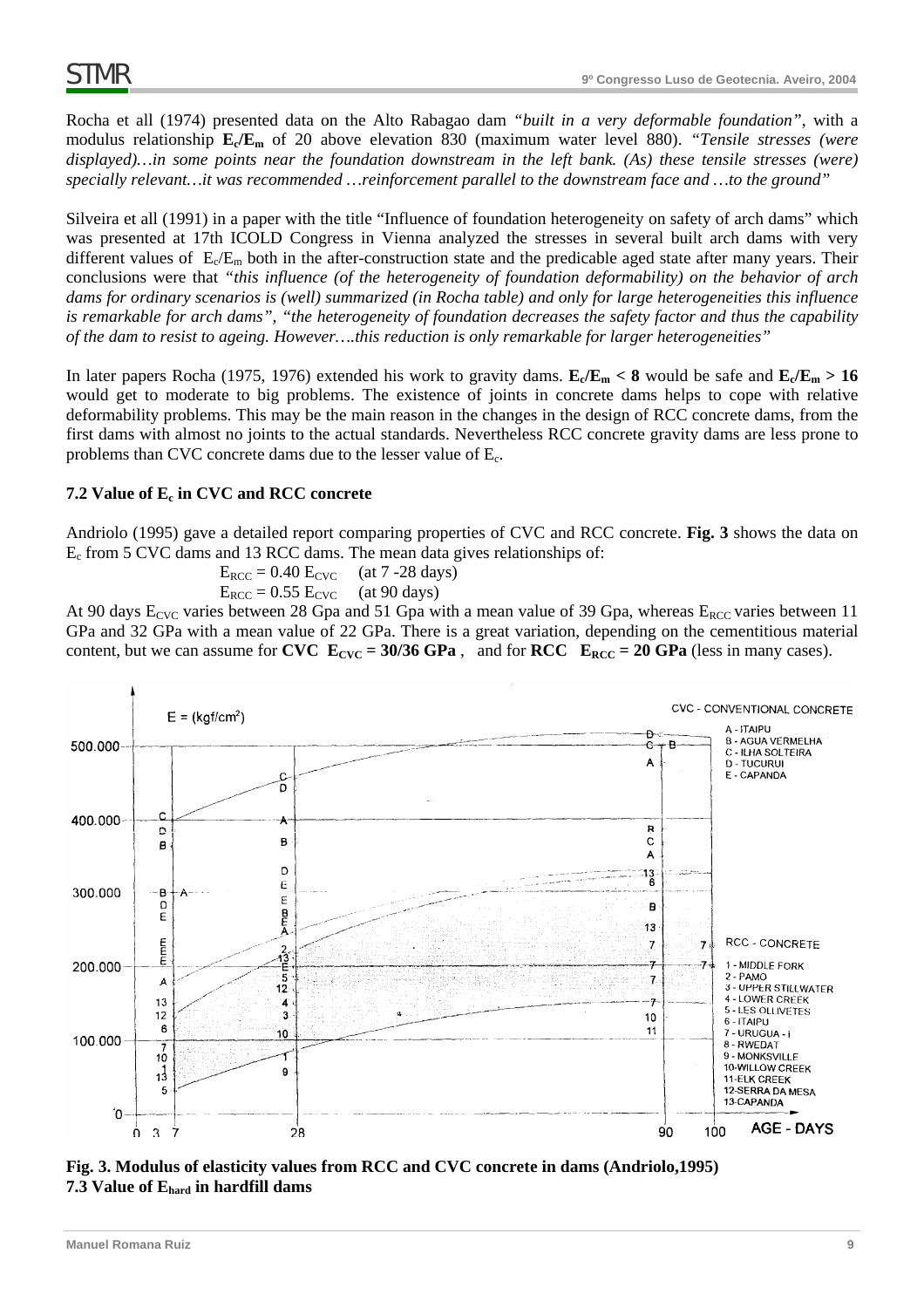Rocha et all (1974) presented data on the Alto Rabagao dam *"built in a very deformable foundation"*, with a modulus relationship $\mathbf{E_c/E_m}$ of 20 above elevation 830 (maximum water level 880). *"Tensile stresses (were displayed)…in some points near the foundation downstream in the left bank. (As) these tensile stresses (were) specially relevant…it was recommended …reinforcement parallel to the downstream face and …to the ground"*

Silveira et all (1991) in a paper with the title "Influence of foundation heterogeneity on safety of arch dams" which was presented at 17th ICOLD Congress in Vienna analyzed the stresses in several built arch dams with very different values of $E_c/E_m$ both in the after-construction state and the predicable aged state after many years. Their conclusions were that *"this influence (of the heterogeneity of foundation deformability) on the behavior of arch dams for ordinary scenarios is (well) summarized (in Rocha table) and only for large heterogeneities this influence is remarkable for arch dams", "the heterogeneity of foundation decreases the safety factor and thus the capability of the dam to resist to ageing. However….this reduction is only remarkable for larger heterogeneities"*

In later papers Rocha (1975, 1976) extended his work to gravity dams. $\mathbf{E_c/E_m < 8}$ would be safe and $\mathbf{E_c/E_m > 16}$ would get to moderate to big problems. The existence of joints in concrete dams helps to cope with relative deformability problems. This may be the main reason in the changes in the design of RCC concrete dams, from the first dams with almost no joints to the actual standards. Nevertheless RCC concrete gravity dams are less prone to problems than CVC concrete dams due to the lesser value of $E_c$.

### 7.2 Value of $E_c$ in CVC and RCC concrete

Andriolo (1995) gave a detailed report comparing properties of CVC and RCC concrete. **Fig. 3** shows the data on $E_c$ from 5 CVC dams and 13 RCC dams. The mean data gives relationships of:

$E_{RCC} = 0.40\ E_{CVC}$ (at 7 -28 days)

$E_{RCC} = 0.55\ E_{CVC}$ (at 90 days)

At 90 days $E_{CVC}$ varies between 28 Gpa and 51 Gpa with a mean value of 39 Gpa, whereas $E_{RCC}$ varies between 11 GPa and 32 GPa with a mean value of 22 GPa. There is a great variation, depending on the cementitious material content, but we can assume for **CVC** $\mathbf{E_{CVC} = 30/36}$ **GPa** , and for **RCC** $\mathbf{E_{RCC} = 20}$ **GPa** (less in many cases).

**Fig. 3. Modulus of elasticity values from RCC and CVC concrete in dams (Andriolo,1995)**

### 7.3 Value of $E_{hard}$ in hardfill dams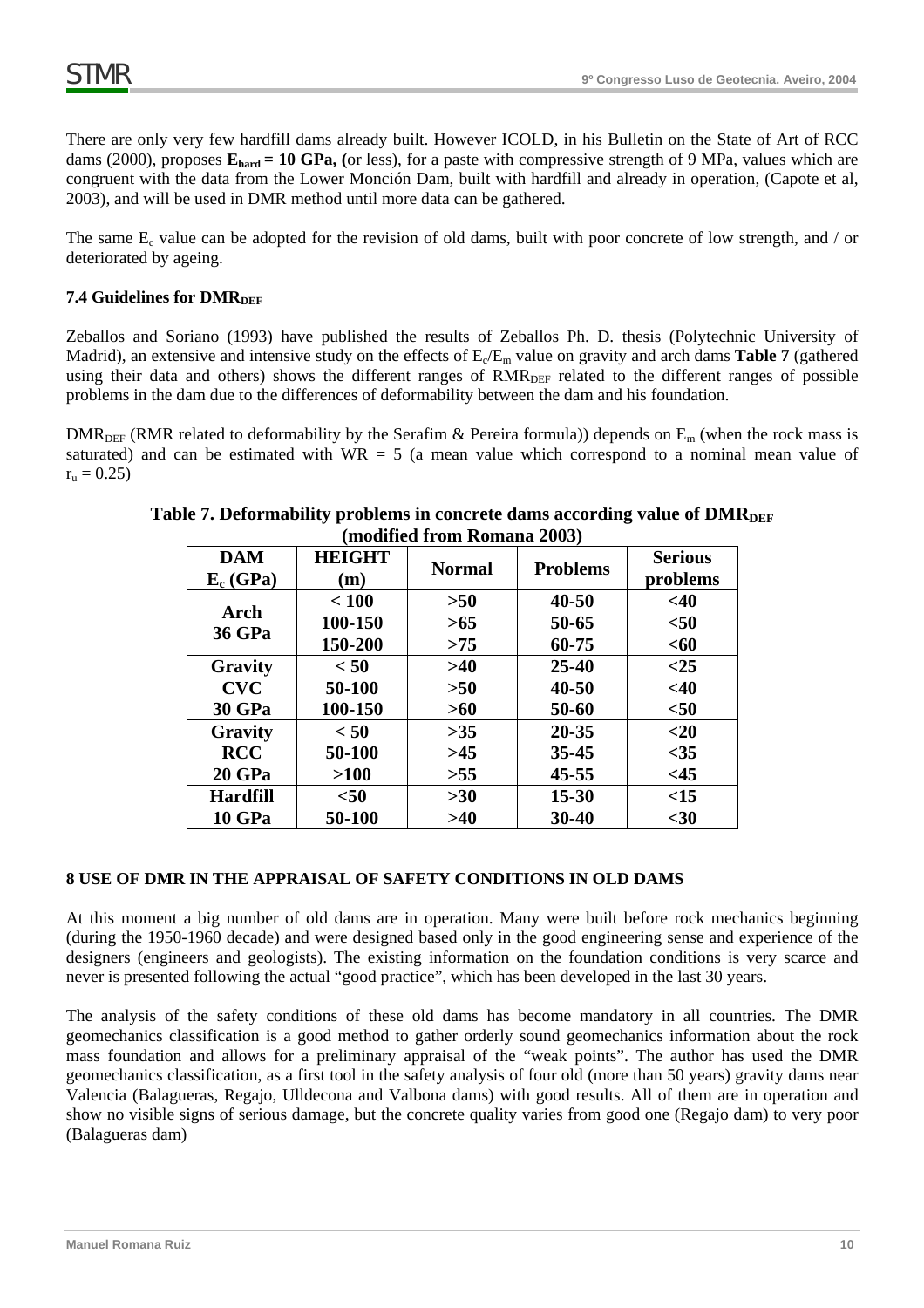There are only very few hardfill dams already built. However ICOLD, in his Bulletin on the State of Art of RCC dams (2000), proposes $E_{hard}$ **= 10 GPa, (**or less), for a paste with compressive strength of 9 MPa, values which are congruent with the data from the Lower Monción Dam, built with hardfill and already in operation, (Capote et al, 2003), and will be used in DMR method until more data can be gathered.

The same $E_c$ value can be adopted for the revision of old dams, built with poor concrete of low strength, and / or deteriorated by ageing.

### 7.4 Guidelines for $DMR_{DEF}$

Zeballos and Soriano (1993) have published the results of Zeballos Ph. D. thesis (Polytechnic University of Madrid), an extensive and intensive study on the effects of $E_c/E_m$ value on gravity and arch dams **Table 7** (gathered using their data and others) shows the different ranges of $RMR_{DEF}$ related to the different ranges of possible problems in the dam due to the differences of deformability between the dam and his foundation.

$DMR_{DEF}$ (RMR related to deformability by the Serafim & Pereira formula)) depends on $E_m$ (when the rock mass is saturated) and can be estimated with WR = 5 (a mean value which correspond to a nominal mean value of $r_u = 0.25$)

**Table 7. Deformability problems in concrete dams according value of $DMR_{DEF}$ (modified from Romana 2003)**

| DAM $E_c$ (GPa) | HEIGHT (m) | Normal | Problems | Serious problems |
|---|---|---|---|---|
| Arch 36 GPa | < 100 | >50 | 40-50 | <40 |
| | 100-150 | >65 | 50-65 | <50 |
| | 150-200 | >75 | 60-75 | <60 |
| Gravity CVC 30 GPa | < 50 | >40 | 25-40 | <25 |
| | 50-100 | >50 | 40-50 | <40 |
| | 100-150 | >60 | 50-60 | <50 |
| Gravity RCC 20 GPa | < 50 | >35 | 20-35 | <20 |
| | 50-100 | >45 | 35-45 | <35 |
| | >100 | >55 | 45-55 | <45 |
| Hardfill 10 GPa | <50 | >30 | 15-30 | <15 |
| | 50-100 | >40 | 30-40 | <30 |

## 8 USE OF DMR IN THE APPRAISAL OF SAFETY CONDITIONS IN OLD DAMS

At this moment a big number of old dams are in operation. Many were built before rock mechanics beginning (during the 1950-1960 decade) and were designed based only in the good engineering sense and experience of the designers (engineers and geologists). The existing information on the foundation conditions is very scarce and never is presented following the actual "good practice", which has been developed in the last 30 years.

The analysis of the safety conditions of these old dams has become mandatory in all countries. The DMR geomechanics classification is a good method to gather orderly sound geomechanics information about the rock mass foundation and allows for a preliminary appraisal of the "weak points". The author has used the DMR geomechanics classification, as a first tool in the safety analysis of four old (more than 50 years) gravity dams near Valencia (Balagueras, Regajo, Ulldecona and Valbona dams) with good results. All of them are in operation and show no visible signs of serious damage, but the concrete quality varies from good one (Regajo dam) to very poor (Balagueras dam)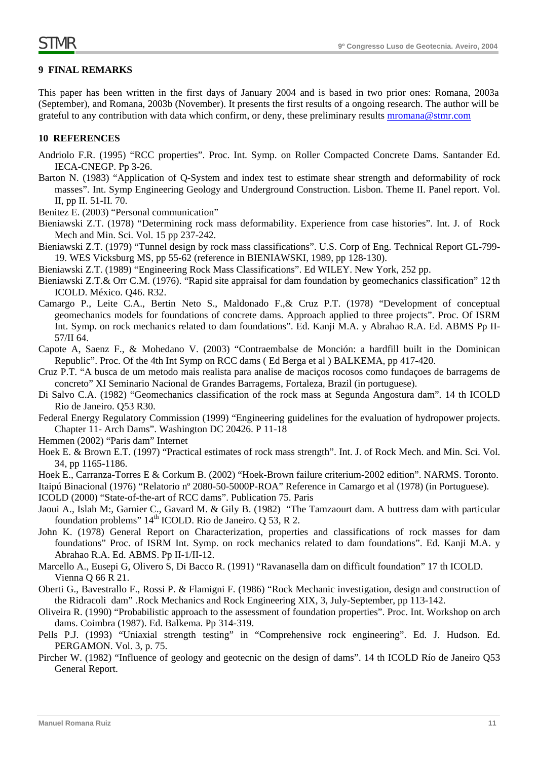## 9 FINAL REMARKS

This paper has been written in the first days of January 2004 and is based in two prior ones: Romana, 2003a (September), and Romana, 2003b (November). It presents the first results of a ongoing research. The author will be grateful to any contribution with data which confirm, or deny, these preliminary results mromana@stmr.com

## 10 REFERENCES

Andriolo F.R. (1995) "RCC properties". Proc. Int. Symp. on Roller Compacted Concrete Dams. Santander Ed. IECA-CNEGP. Pp 3-26.

Barton N. (1983) "Application of Q-System and index test to estimate shear strength and deformability of rock masses". Int. Symp Engineering Geology and Underground Construction. Lisbon. Theme II. Panel report. Vol. II, pp II. 51-II. 70.

Benitez E. (2003) "Personal communication"

Bieniawski Z.T. (1978) "Determining rock mass deformability. Experience from case histories". Int. J. of Rock Mech and Min. Sci. Vol. 15 pp 237-242.

Bieniawski Z.T. (1979) "Tunnel design by rock mass classifications". U.S. Corp of Eng. Technical Report GL-799-19. WES Vicksburg MS, pp 55-62 (reference in BIENIAWSKI, 1989, pp 128-130).

Bieniawski Z.T. (1989) "Engineering Rock Mass Classifications". Ed WILEY. New York, 252 pp.

Bieniawski Z.T.& Orr C.M. (1976). "Rapid site appraisal for dam foundation by geomechanics classification" 12 th ICOLD. México. Q46. R32.

Camargo P., Leite C.A., Bertin Neto S., Maldonado F.,& Cruz P.T. (1978) "Development of conceptual geomechanics models for foundations of concrete dams. Approach applied to three projects". Proc. Of ISRM Int. Symp. on rock mechanics related to dam foundations". Ed. Kanji M.A. y Abrahao R.A. Ed. ABMS Pp II-57/II 64.

Capote A, Saenz F., & Mohedano V. (2003) "Contraembalse de Monción: a hardfill built in the Dominican Republic". Proc. Of the 4th Int Symp on RCC dams ( Ed Berga et al ) BALKEMA, pp 417-420.

Cruz P.T. "A busca de um metodo mais realista para analise de maciços rocosos como fundaçoes de barragems de concreto" XI Seminario Nacional de Grandes Barragems, Fortaleza, Brazil (in portuguese).

Di Salvo C.A. (1982) "Geomechanics classification of the rock mass at Segunda Angostura dam". 14 th ICOLD Rio de Janeiro. Q53 R30.

Federal Energy Regulatory Commission (1999) "Engineering guidelines for the evaluation of hydropower projects. Chapter 11- Arch Dams". Washington DC 20426. P 11-18

Hemmen (2002) "Paris dam" Internet

Hoek E. & Brown E.T. (1997) "Practical estimates of rock mass strength". Int. J. of Rock Mech. and Min. Sci. Vol. 34, pp 1165-1186.

Hoek E., Carranza-Torres E & Corkum B. (2002) "Hoek-Brown failure criterium-2002 edition". NARMS. Toronto.

Itaipú Binacional (1976) "Relatorio nº 2080-50-5000P-ROA" Reference in Camargo et al (1978) (in Portuguese).

ICOLD (2000) "State-of-the-art of RCC dams". Publication 75. Paris

Jaoui A., Islah M:, Garnier C., Gavard M. & Gily B. (1982) "The Tamzaourt dam. A buttress dam with particular foundation problems" 14th ICOLD. Rio de Janeiro. Q 53, R 2.

John K. (1978) General Report on Characterization, properties and classifications of rock masses for dam foundations" Proc. of ISRM Int. Symp. on rock mechanics related to dam foundations". Ed. Kanji M.A. y Abrahao R.A. Ed. ABMS. Pp II-1/II-12.

Marcello A., Eusepi G, Olivero S, Di Bacco R. (1991) "Ravanasella dam on difficult foundation" 17 th ICOLD. Vienna Q 66 R 21.

Oberti G., Bavestrallo F., Rossi P. & Flamigni F. (1986) "Rock Mechanic investigation, design and construction of the Ridracoli dam" .Rock Mechanics and Rock Engineering XIX, 3, July-September, pp 113-142.

Oliveira R. (1990) "Probabilistic approach to the assessment of foundation properties". Proc. Int. Workshop on arch dams. Coimbra (1987). Ed. Balkema. Pp 314-319.

Pells P.J. (1993) "Uniaxial strength testing" in "Comprehensive rock engineering". Ed. J. Hudson. Ed. PERGAMON. Vol. 3, p. 75.

Pircher W. (1982) "Influence of geology and geotecnic on the design of dams". 14 th ICOLD Río de Janeiro Q53 General Report.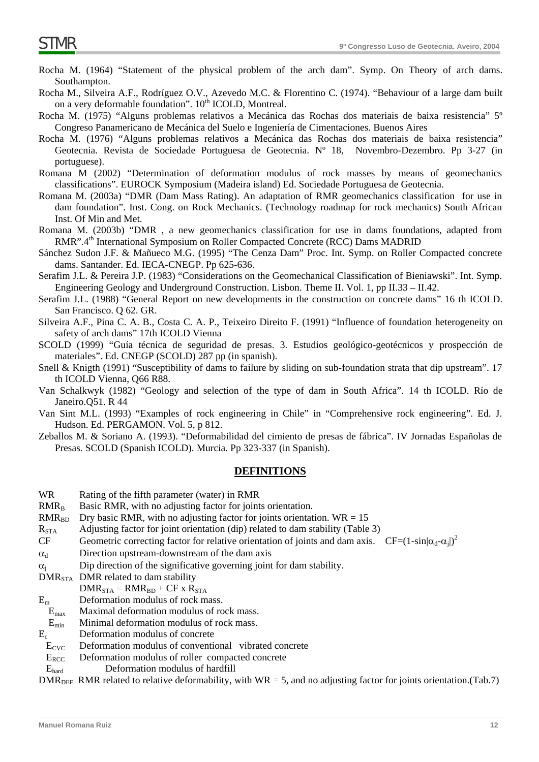Rocha M. (1964) “Statement of the physical problem of the arch dam”. Symp. On Theory of arch dams. Southampton.

Rocha M., Silveira A.F., Rodríguez O.V., Azevedo M.C. & Florentino C. (1974). “Behaviour of a large dam built on a very deformable foundation”. 10th ICOLD, Montreal.

Rocha M. (1975) “Alguns problemas relativos a Mecánica das Rochas dos materiais de baixa resistencia” 5º Congreso Panamericano de Mecánica del Suelo e Ingeniería de Cimentaciones. Buenos Aires

Rocha M. (1976) “Alguns problemas relativos a Mecánica das Rochas dos materiais de baixa resistencia” Geotecnia. Revista de Sociedade Portuguesa de Geotecnia. Nº 18, Novembro-Dezembro. Pp 3-27 (in portuguese).

Romana M (2002) “Determination of deformation modulus of rock masses by means of geomechanics classifications”. EUROCK Symposium (Madeira island) Ed. Sociedade Portuguesa de Geotecnia.

Romana M. (2003a) “DMR (Dam Mass Rating). An adaptation of RMR geomechanics classification for use in dam foundation”. Inst. Cong. on Rock Mechanics. (Technology roadmap for rock mechanics) South African Inst. Of Min and Met.

Romana M. (2003b) “DMR , a new geomechanics classification for use in dams foundations, adapted from RMR”.4th International Symposium on Roller Compacted Concrete (RCC) Dams MADRID

Sánchez Sudon J.F. & Mañueco M.G. (1995) “The Cenza Dam” Proc. Int. Symp. on Roller Compacted concrete dams. Santander. Ed. IECA-CNEGP. Pp 625-636.

Serafim J.L. & Pereira J.P. (1983) “Considerations on the Geomechanical Classification of Bieniawski”. Int. Symp. Engineering Geology and Underground Construction. Lisbon. Theme II. Vol. 1, pp II.33 – II.42.

Serafim J.L. (1988) “General Report on new developments in the construction on concrete dams” 16 th ICOLD. San Francisco. Q 62. GR.

Silveira A.F., Pina C. A. B., Costa C. A. P., Teixeiro Direito F. (1991) “Influence of foundation heterogeneity on safety of arch dams” 17th ICOLD Vienna

SCOLD (1999) “Guía técnica de seguridad de presas. 3. Estudios geológico-geotécnicos y prospección de materiales”. Ed. CNEGP (SCOLD) 287 pp (in spanish).

Snell & Knigth (1991) “Susceptibility of dams to failure by sliding on sub-foundation strata that dip upstream”. 17 th ICOLD Vienna, Q66 R88.

Van Schalkwyk (1982) “Geology and selection of the type of dam in South Africa”. 14 th ICOLD. Río de Janeiro.Q51. R 44

Van Sint M.L. (1993) “Examples of rock engineering in Chile” in “Comprehensive rock engineering”. Ed. J. Hudson. Ed. PERGAMON. Vol. 5, p 812.

Zeballos M. & Soriano A. (1993). “Deformabilidad del cimiento de presas de fábrica”. IV Jornadas Españolas de Presas. SCOLD (Spanish ICOLD). Murcia. Pp 323-337 (in Spanish).

## DEFINITIONS

WR Rating of the fifth parameter (water) in RMR

$RMR_B$ Basic RMR, with no adjusting factor for joints orientation.

$RMR_{BD}$ Dry basic RMR, with no adjusting factor for joints orientation. WR = 15

$R_{STA}$ Adjusting factor for joint orientation (dip) related to dam stability (Table 3)

CF Geometric correcting factor for relative orientation of joints and dam axis. $CF=(1-\sin|\alpha_d-\alpha_j|)^2$

$\alpha_d$ Direction upstream-downstream of the dam axis

$\alpha_j$ Dip direction of the significative governing joint for dam stability.

$DMR_{STA}$ DMR related to dam stability

$DMR_{STA} = RMR_{BD} + CF \times R_{STA}$

$E_m$ Deformation modulus of rock mass.

$E_{max}$ Maximal deformation modulus of rock mass.

$E_{min}$ Minimal deformation modulus of rock mass.

$E_c$ Deformation modulus of concrete

$E_{CVC}$ Deformation modulus of conventional vibrated concrete

$E_{RCC}$ Deformation modulus of roller compacted concrete

$E_{hard}$ Deformation modulus of hardfill

$DMR_{DEF}$ RMR related to relative deformability, with WR = 5, and no adjusting factor for joints orientation.(Tab.7)